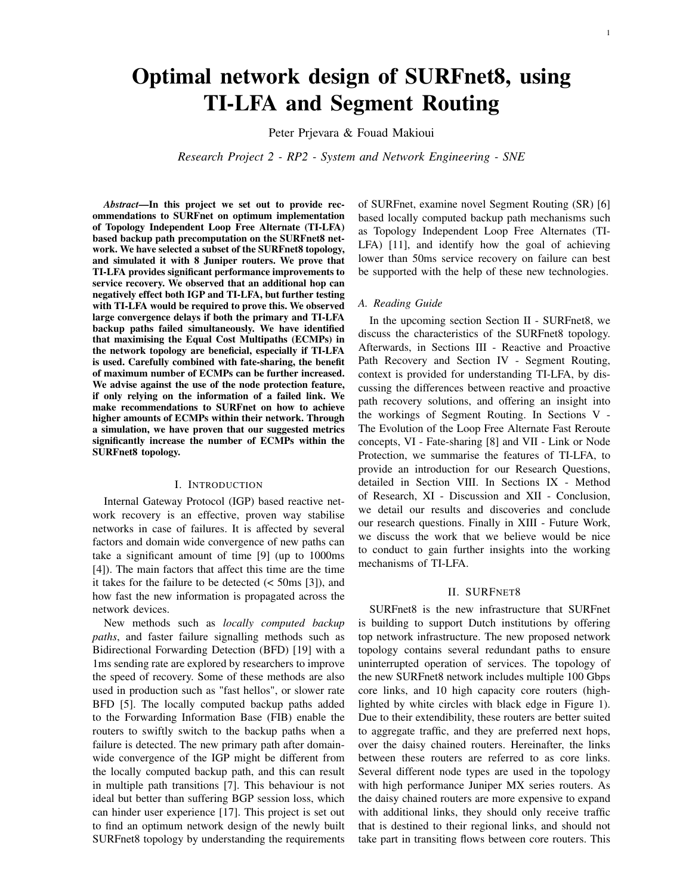# Optimal network design of SURFnet8, using TI-LFA and Segment Routing

Peter Prjevara & Fouad Makioui

*Research Project 2 - RP2 - System and Network Engineering - SNE*

***Abstract*—In this project we set out to provide recommendations to SURFnet on optimum implementation of Topology Independent Loop Free Alternate (TI-LFA) based backup path precomputation on the SURFnet8 network. We have selected a subset of the SURFnet8 topology, and simulated it with 8 Juniper routers. We prove that TI-LFA provides significant performance improvements to service recovery. We observed that an additional hop can negatively effect both IGP and TI-LFA, but further testing with TI-LFA would be required to prove this. We observed large convergence delays if both the primary and TI-LFA backup paths failed simultaneously. We have identified that maximising the Equal Cost Multipaths (ECMPs) in the network topology are beneficial, especially if TI-LFA is used. Carefully combined with fate-sharing, the benefit of maximum number of ECMPs can be further increased. We advise against the use of the node protection feature, if only relying on the information of a failed link. We make recommendations to SURFnet on how to achieve higher amounts of ECMPs within their network. Through a simulation, we have proven that our suggested metrics significantly increase the number of ECMPs within the SURFnet8 topology.**

## I. Introduction

Internal Gateway Protocol (IGP) based reactive network recovery is an effective, proven way stabilise networks in case of failures. It is affected by several factors and domain wide convergence of new paths can take a significant amount of time [9] (up to 1000ms [4]). The main factors that affect this time are the time it takes for the failure to be detected (< 50ms [3]), and how fast the new information is propagated across the network devices.

New methods such as *locally computed backup paths*, and faster failure signalling methods such as Bidirectional Forwarding Detection (BFD) [19] with a 1ms sending rate are explored by researchers to improve the speed of recovery. Some of these methods are also used in production such as "fast hellos", or slower rate BFD [5]. The locally computed backup paths added to the Forwarding Information Base (FIB) enable the routers to swiftly switch to the backup paths when a failure is detected. The new primary path after domain-wide convergence of the IGP might be different from the locally computed backup path, and this can result in multiple path transitions [7]. This behaviour is not ideal but better than suffering BGP session loss, which can hinder user experience [17]. This project is set out to find an optimum network design of the newly built SURFnet8 topology by understanding the requirements of SURFnet, examine novel Segment Routing (SR) [6] based locally computed backup path mechanisms such as Topology Independent Loop Free Alternates (TI-LFA) [11], and identify how the goal of achieving lower than 50ms service recovery on failure can best be supported with the help of these new technologies.

### A. Reading Guide

In the upcoming section Section II - SURFnet8, we discuss the characteristics of the SURFnet8 topology. Afterwards, in Sections III - Reactive and Proactive Path Recovery and Section IV - Segment Routing, context is provided for understanding TI-LFA, by discussing the differences between reactive and proactive path recovery solutions, and offering an insight into the workings of Segment Routing. In Sections V - The Evolution of the Loop Free Alternate Fast Reroute concepts, VI - Fate-sharing [8] and VII - Link or Node Protection, we summarise the features of TI-LFA, to provide an introduction for our Research Questions, detailed in Section VIII. In Sections IX - Method of Research, XI - Discussion and XII - Conclusion, we detail our results and discoveries and conclude our research questions. Finally in XIII - Future Work, we discuss the work that we believe would be nice to conduct to gain further insights into the working mechanisms of TI-LFA.

## II. SURFnet8

SURFnet8 is the new infrastructure that SURFnet is building to support Dutch institutions by offering top network infrastructure. The new proposed network topology contains several redundant paths to ensure uninterrupted operation of services. The topology of the new SURFnet8 network includes multiple 100 Gbps core links, and 10 high capacity core routers (highlighted by white circles with black edge in Figure 1). Due to their extendibility, these routers are better suited to aggregate traffic, and they are preferred next hops, over the daisy chained routers. Hereinafter, the links between these routers are referred to as core links. Several different node types are used in the topology with high performance Juniper MX series routers. As the daisy chained routers are more expensive to expand with additional links, they should only receive traffic that is destined to their regional links, and should not take part in transiting flows between core routers. This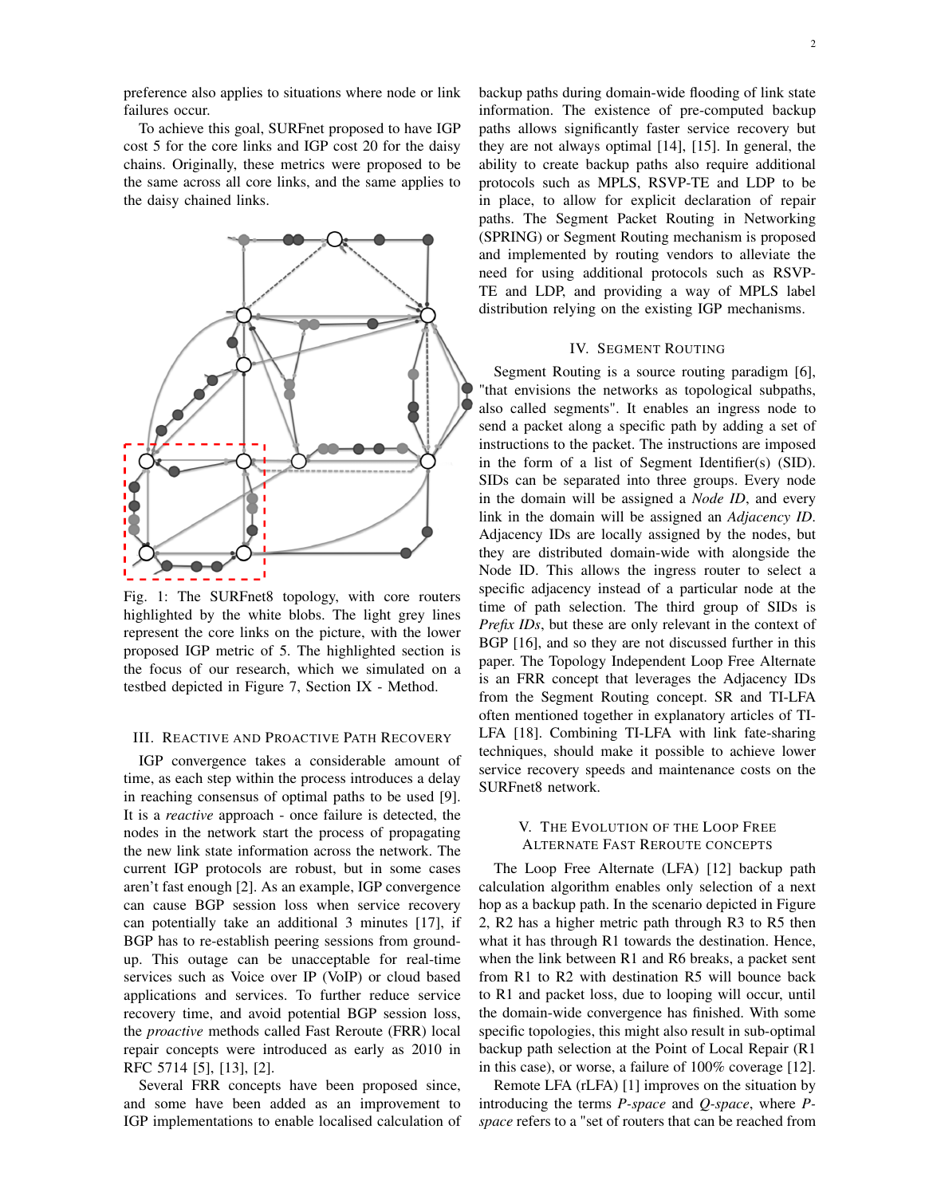preference also applies to situations where node or link failures occur.

To achieve this goal, SURFnet proposed to have IGP cost 5 for the core links and IGP cost 20 for the daisy chains. Originally, these metrics were proposed to be the same across all core links, and the same applies to the daisy chained links.

Fig. 1: The SURFnet8 topology, with core routers highlighted by the white blobs. The light grey lines represent the core links on the picture, with the lower proposed IGP metric of 5. The highlighted section is the focus of our research, which we simulated on a testbed depicted in Figure 7, Section IX - Method.

## III. Reactive and Proactive Path Recovery

IGP convergence takes a considerable amount of time, as each step within the process introduces a delay in reaching consensus of optimal paths to be used [9]. It is a *reactive* approach - once failure is detected, the nodes in the network start the process of propagating the new link state information across the network. The current IGP protocols are robust, but in some cases aren't fast enough [2]. As an example, IGP convergence can cause BGP session loss when service recovery can potentially take an additional 3 minutes [17], if BGP has to re-establish peering sessions from ground-up. This outage can be unacceptable for real-time services such as Voice over IP (VoIP) or cloud based applications and services. To further reduce service recovery time, and avoid potential BGP session loss, the *proactive* methods called Fast Reroute (FRR) local repair concepts were introduced as early as 2010 in RFC 5714 [5], [13], [2].

Several FRR concepts have been proposed since, and some have been added as an improvement to IGP implementations to enable localised calculation of backup paths during domain-wide flooding of link state information. The existence of pre-computed backup paths allows significantly faster service recovery but they are not always optimal [14], [15]. In general, the ability to create backup paths also require additional protocols such as MPLS, RSVP-TE and LDP to be in place, to allow for explicit declaration of repair paths. The Segment Packet Routing in Networking (SPRING) or Segment Routing mechanism is proposed and implemented by routing vendors to alleviate the need for using additional protocols such as RSVP-TE and LDP, and providing a way of MPLS label distribution relying on the existing IGP mechanisms.

## IV. Segment Routing

Segment Routing is a source routing paradigm [6], "that envisions the networks as topological subpaths, also called segments". It enables an ingress node to send a packet along a specific path by adding a set of instructions to the packet. The instructions are imposed in the form of a list of Segment Identifier(s) (SID). SIDs can be separated into three groups. Every node in the domain will be assigned a *Node ID*, and every link in the domain will be assigned an *Adjacency ID*. Adjacency IDs are locally assigned by the nodes, but they are distributed domain-wide with alongside the Node ID. This allows the ingress router to select a specific adjacency instead of a particular node at the time of path selection. The third group of SIDs is *Prefix IDs*, but these are only relevant in the context of BGP [16], and so they are not discussed further in this paper. The Topology Independent Loop Free Alternate is an FRR concept that leverages the Adjacency IDs from the Segment Routing concept. SR and TI-LFA often mentioned together in explanatory articles of TI-LFA [18]. Combining TI-LFA with link fate-sharing techniques, should make it possible to achieve lower service recovery speeds and maintenance costs on the SURFnet8 network.

## V. The Evolution of the Loop Free Alternate Fast Reroute Concepts

The Loop Free Alternate (LFA) [12] backup path calculation algorithm enables only selection of a next hop as a backup path. In the scenario depicted in Figure 2, R2 has a higher metric path through R3 to R5 then what it has through R1 towards the destination. Hence, when the link between R1 and R6 breaks, a packet sent from R1 to R2 with destination R5 will bounce back to R1 and packet loss, due to looping will occur, until the domain-wide convergence has finished. With some specific topologies, this might also result in sub-optimal backup path selection at the Point of Local Repair (R1 in this case), or worse, a failure of 100% coverage [12].

Remote LFA (rLFA) [1] improves on the situation by introducing the terms *P-space* and *Q-space*, where *P-space* refers to a "set of routers that can be reached from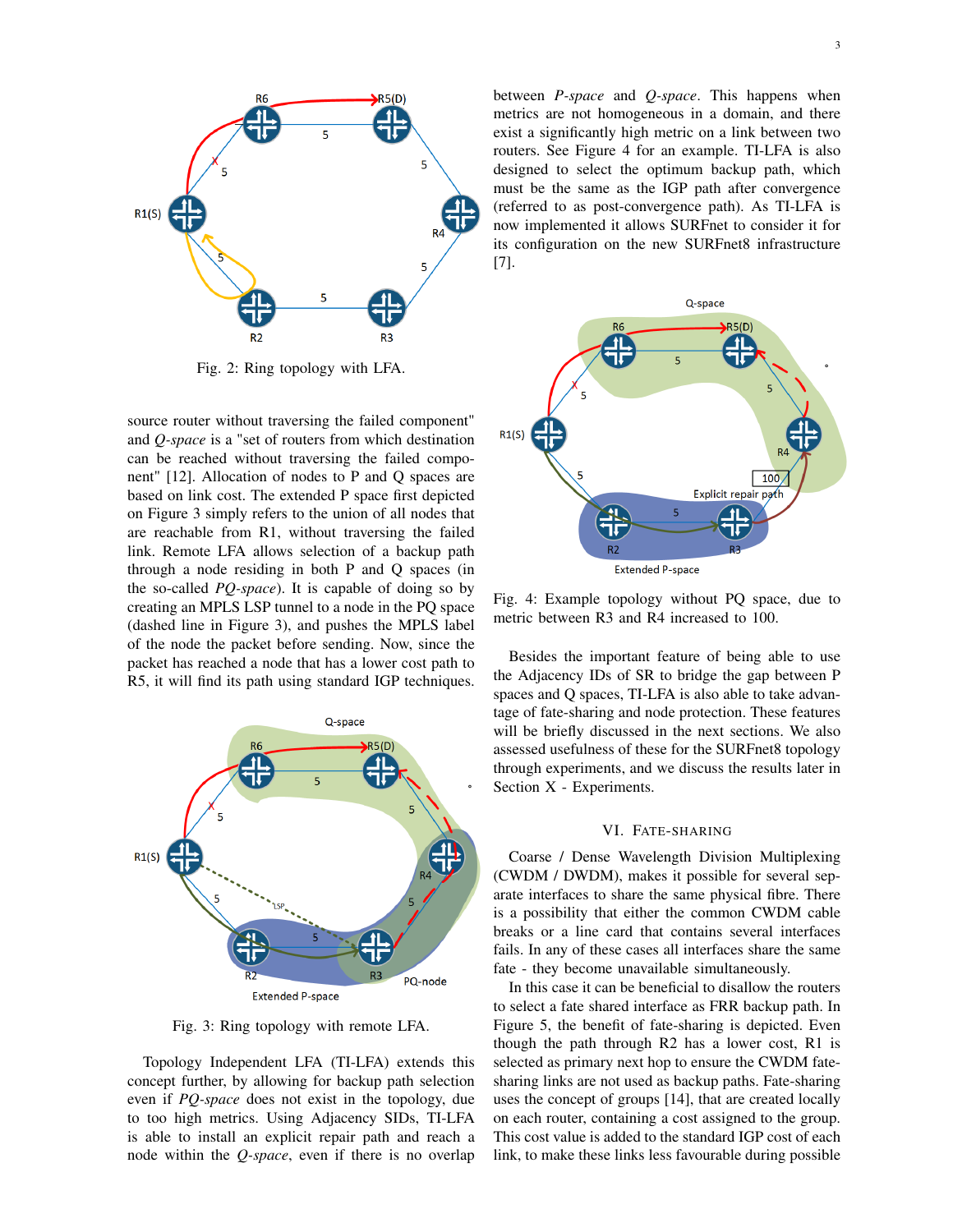Fig. 2: Ring topology with LFA.

source router without traversing the failed component" and *Q-space* is a "set of routers from which destination can be reached without traversing the failed component" [12]. Allocation of nodes to P and Q spaces are based on link cost. The extended P space first depicted on Figure 3 simply refers to the union of all nodes that are reachable from R1, without traversing the failed link. Remote LFA allows selection of a backup path through a node residing in both P and Q spaces (in the so-called *PQ-space*). It is capable of doing so by creating an MPLS LSP tunnel to a node in the PQ space (dashed line in Figure 3), and pushes the MPLS label of the node the packet before sending. Now, since the packet has reached a node that has a lower cost path to R5, it will find its path using standard IGP techniques.

Fig. 3: Ring topology with remote LFA.

Topology Independent LFA (TI-LFA) extends this concept further, by allowing for backup path selection even if *PQ-space* does not exist in the topology, due to too high metrics. Using Adjacency SIDs, TI-LFA is able to install an explicit repair path and reach a node within the *Q-space*, even if there is no overlap between *P-space* and *Q-space*. This happens when metrics are not homogeneous in a domain, and there exist a significantly high metric on a link between two routers. See Figure 4 for an example. TI-LFA is also designed to select the optimum backup path, which must be the same as the IGP path after convergence (referred to as post-convergence path). As TI-LFA is now implemented it allows SURFnet to consider it for its configuration on the new SURFnet8 infrastructure [7].

Fig. 4: Example topology without PQ space, due to metric between R3 and R4 increased to 100.

Besides the important feature of being able to use the Adjacency IDs of SR to bridge the gap between P spaces and Q spaces, TI-LFA is also able to take advantage of fate-sharing and node protection. These features will be briefly discussed in the next sections. We also assessed usefulness of these for the SURFnet8 topology through experiments, and we discuss the results later in Section X - Experiments.

## VI. Fate-Sharing

Coarse / Dense Wavelength Division Multiplexing (CWDM / DWDM), makes it possible for several separate interfaces to share the same physical fibre. There is a possibility that either the common CWDM cable breaks or a line card that contains several interfaces fails. In any of these cases all interfaces share the same fate - they become unavailable simultaneously.

In this case it can be beneficial to disallow the routers to select a fate shared interface as FRR backup path. In Figure 5, the benefit of fate-sharing is depicted. Even though the path through R2 has a lower cost, R1 is selected as primary next hop to ensure the CWDM fate-sharing links are not used as backup paths. Fate-sharing uses the concept of groups [14], that are created locally on each router, containing a cost assigned to the group. This cost value is added to the standard IGP cost of each link, to make these links less favourable during possible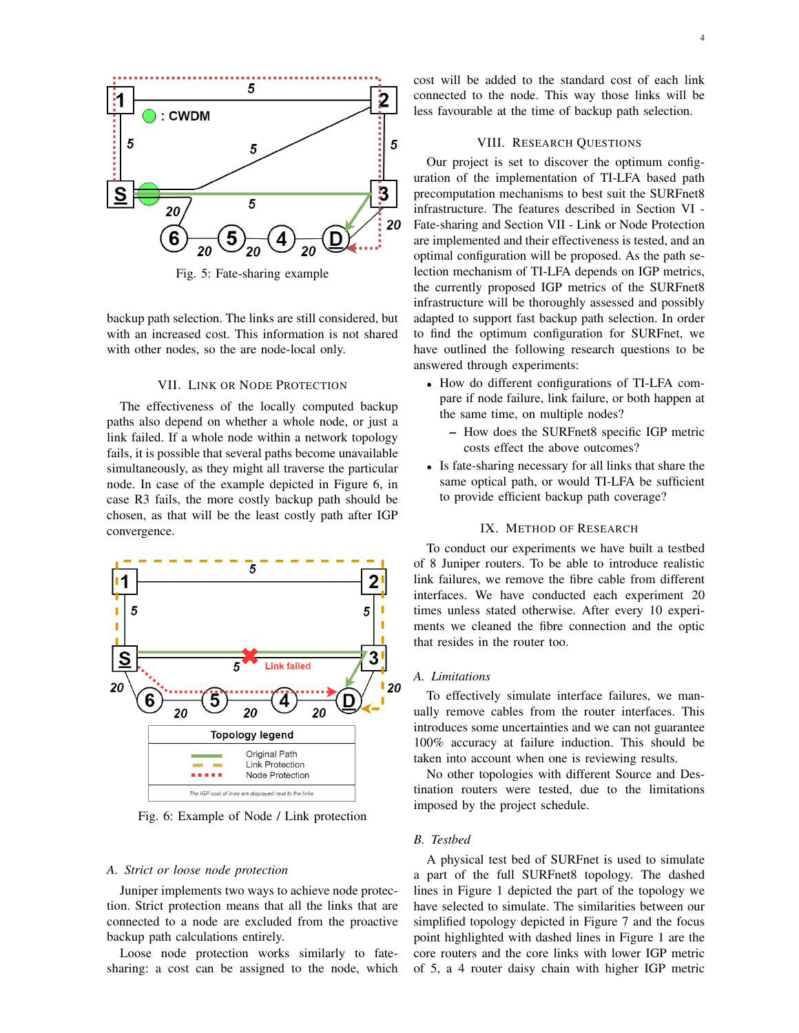Fig. 5: Fate-sharing example

backup path selection. The links are still considered, but with an increased cost. This information is not shared with other nodes, so the are node-local only.

## VII. Link or Node Protection

The effectiveness of the locally computed backup paths also depend on whether a whole node, or just a link failed. If a whole node within a network topology fails, it is possible that several paths become unavailable simultaneously, as they might all traverse the particular node. In case of the example depicted in Figure 6, in case R3 fails, the more costly backup path should be chosen, as that will be the least costly path after IGP convergence.

Fig. 6: Example of Node / Link protection

### A. Strict or loose node protection

Juniper implements two ways to achieve node protection. Strict protection means that all the links that are connected to a node are excluded from the proactive backup path calculations entirely.

Loose node protection works similarly to fate-sharing: a cost can be assigned to the node, which cost will be added to the standard cost of each link connected to the node. This way those links will be less favourable at the time of backup path selection.

## VIII. Research Questions

Our project is set to discover the optimum configuration of the implementation of TI-LFA based path precomputation mechanisms to best suit the SURFnet8 infrastructure. The features described in Section VI - Fate-sharing and Section VII - Link or Node Protection are implemented and their effectiveness is tested, and an optimal configuration will be proposed. As the path selection mechanism of TI-LFA depends on IGP metrics, the currently proposed IGP metrics of the SURFnet8 infrastructure will be thoroughly assessed and possibly adapted to support fast backup path selection. In order to find the optimum configuration for SURFnet, we have outlined the following research questions to be answered through experiments:

- How do different configurations of TI-LFA compare if node failure, link failure, or both happen at the same time, on multiple nodes?
  - How does the SURFnet8 specific IGP metric costs effect the above outcomes?
- Is fate-sharing necessary for all links that share the same optical path, or would TI-LFA be sufficient to provide efficient backup path coverage?

## IX. Method of Research

To conduct our experiments we have built a testbed of 8 Juniper routers. To be able to introduce realistic link failures, we remove the fibre cable from different interfaces. We have conducted each experiment 20 times unless stated otherwise. After every 10 experiments we cleaned the fibre connection and the optic that resides in the router too.

### A. Limitations

To effectively simulate interface failures, we manually remove cables from the router interfaces. This introduces some uncertainties and we can not guarantee 100% accuracy at failure induction. This should be taken into account when one is reviewing results.

No other topologies with different Source and Destination routers were tested, due to the limitations imposed by the project schedule.

### B. Testbed

A physical test bed of SURFnet is used to simulate a part of the full SURFnet8 topology. The dashed lines in Figure 1 depicted the part of the topology we have selected to simulate. The similarities between our simplified topology depicted in Figure 7 and the focus point highlighted with dashed lines in Figure 1 are the core routers and the core links with lower IGP metric of 5, a 4 router daisy chain with higher IGP metric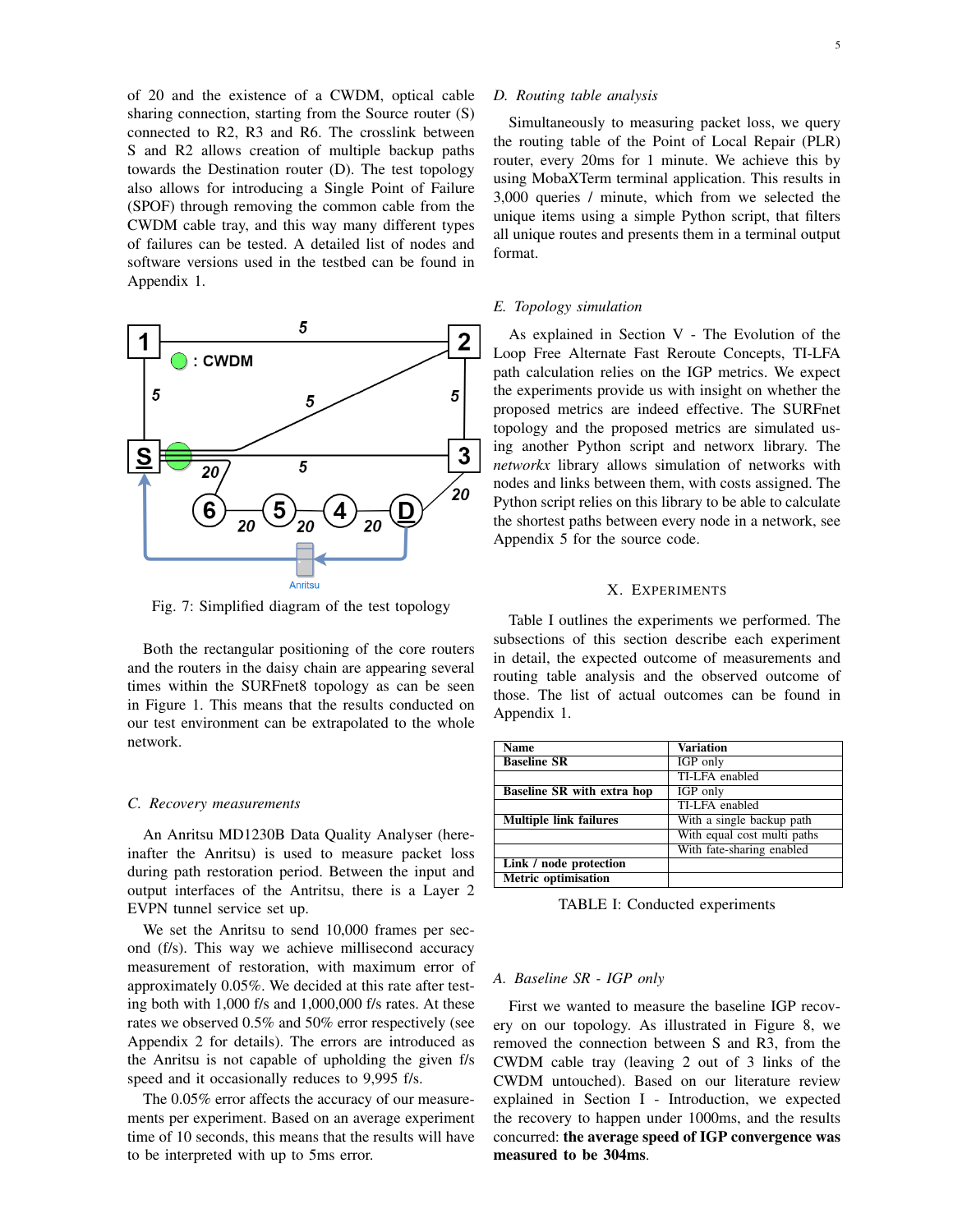of 20 and the existence of a CWDM, optical cable sharing connection, starting from the Source router (S) connected to R2, R3 and R6. The crosslink between S and R2 allows creation of multiple backup paths towards the Destination router (D). The test topology also allows for introducing a Single Point of Failure (SPOF) through removing the common cable from the CWDM cable tray, and this way many different types of failures can be tested. A detailed list of nodes and software versions used in the testbed can be found in Appendix 1.

Fig. 7: Simplified diagram of the test topology

Both the rectangular positioning of the core routers and the routers in the daisy chain are appearing several times within the SURFnet8 topology as can be seen in Figure 1. This means that the results conducted on our test environment can be extrapolated to the whole network.

### C. Recovery measurements

An Anritsu MD1230B Data Quality Analyser (hereinafter the Anritsu) is used to measure packet loss during path restoration period. Between the input and output interfaces of the Antritsu, there is a Layer 2 EVPN tunnel service set up.

We set the Anritsu to send 10,000 frames per second (f/s). This way we achieve millisecond accuracy measurement of restoration, with maximum error of approximately 0.05%. We decided at this rate after testing both with 1,000 f/s and 1,000,000 f/s rates. At these rates we observed 0.5% and 50% error respectively (see Appendix 2 for details). The errors are introduced as the Anritsu is not capable of upholding the given f/s speed and it occasionally reduces to 9,995 f/s.

The 0.05% error affects the accuracy of our measurements per experiment. Based on an average experiment time of 10 seconds, this means that the results will have to be interpreted with up to 5ms error.

### D. Routing table analysis

Simultaneously to measuring packet loss, we query the routing table of the Point of Local Repair (PLR) router, every 20ms for 1 minute. We achieve this by using MobaXTerm terminal application. This results in 3,000 queries / minute, which from we selected the unique items using a simple Python script, that filters all unique routes and presents them in a terminal output format.

### E. Topology simulation

As explained in Section V - The Evolution of the Loop Free Alternate Fast Reroute Concepts, TI-LFA path calculation relies on the IGP metrics. We expect the experiments provide us with insight on whether the proposed metrics are indeed effective. The SURFnet topology and the proposed metrics are simulated using another Python script and networx library. The *networkx* library allows simulation of networks with nodes and links between them, with costs assigned. The Python script relies on this library to be able to calculate the shortest paths between every node in a network, see Appendix 5 for the source code.

## X. Experiments

Table I outlines the experiments we performed. The subsections of this section describe each experiment in detail, the expected outcome of measurements and routing table analysis and the observed outcome of those. The list of actual outcomes can be found in Appendix 1.

| Name | Variation |
|---|---|
| **Baseline SR** | IGP only |
| | TI-LFA enabled |
| **Baseline SR with extra hop** | IGP only |
| | TI-LFA enabled |
| **Multiple link failures** | With a single backup path |
| | With equal cost multi paths |
| | With fate-sharing enabled |
| **Link / node protection** | |
| **Metric optimisation** | |

TABLE I: Conducted experiments

### A. Baseline SR - IGP only

First we wanted to measure the baseline IGP recovery on our topology. As illustrated in Figure 8, we removed the connection between S and R3, from the CWDM cable tray (leaving 2 out of 3 links of the CWDM untouched). Based on our literature review explained in Section I - Introduction, we expected the recovery to happen under 1000ms, and the results concurred: **the average speed of IGP convergence was measured to be 304ms**.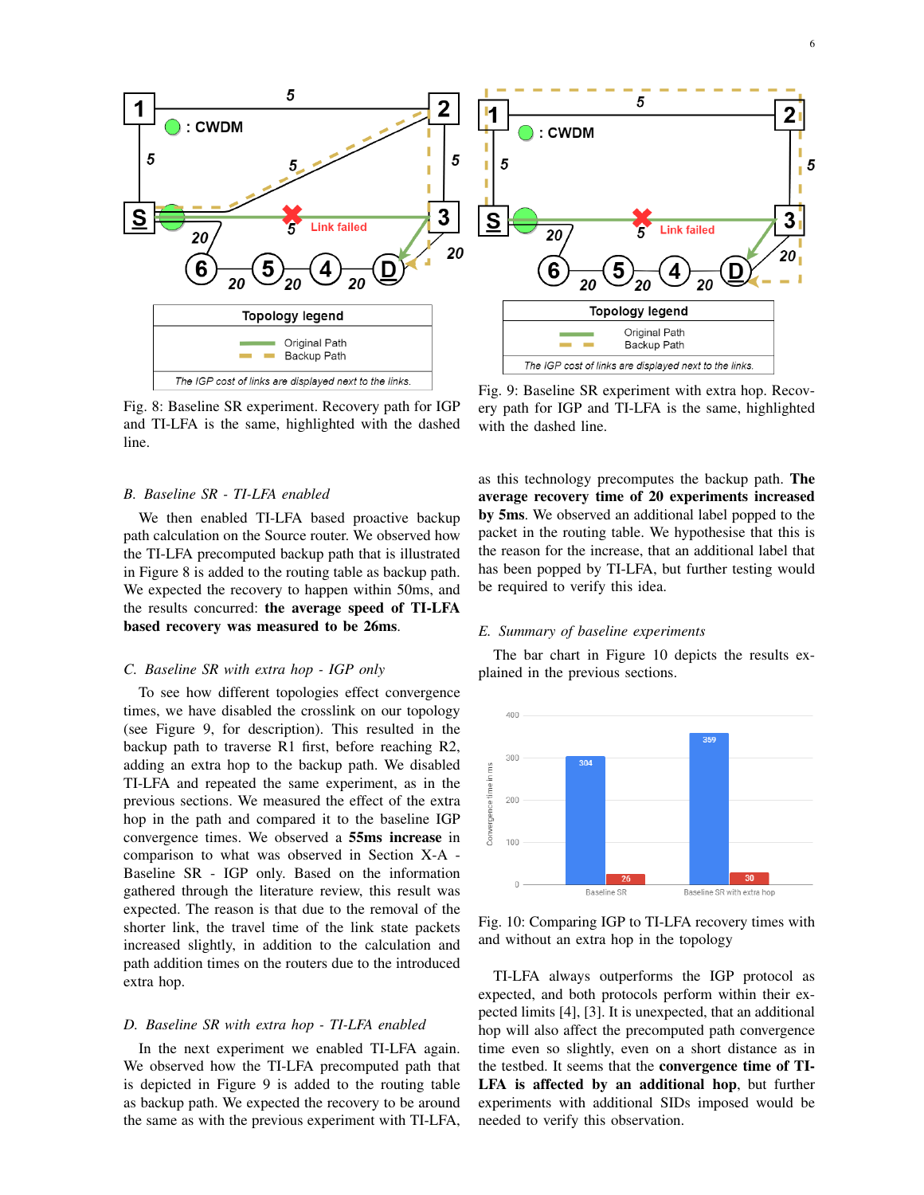Fig. 8: Baseline SR experiment. Recovery path for IGP and TI-LFA is the same, highlighted with the dashed line.

Fig. 9: Baseline SR experiment with extra hop. Recovery path for IGP and TI-LFA is the same, highlighted with the dashed line.

### B. Baseline SR - TI-LFA enabled

We then enabled TI-LFA based proactive backup path calculation on the Source router. We observed how the TI-LFA precomputed backup path that is illustrated in Figure 8 is added to the routing table as backup path. We expected the recovery to happen within 50ms, and the results concurred: **the average speed of TI-LFA based recovery was measured to be 26ms**.

### C. Baseline SR with extra hop - IGP only

To see how different topologies effect convergence times, we have disabled the crosslink on our topology (see Figure 9, for description). This resulted in the backup path to traverse R1 first, before reaching R2, adding an extra hop to the backup path. We disabled TI-LFA and repeated the same experiment, as in the previous sections. We measured the effect of the extra hop in the path and compared it to the baseline IGP convergence times. We observed a **55ms increase** in comparison to what was observed in Section X-A - Baseline SR - IGP only. Based on the information gathered through the literature review, this result was expected. The reason is that due to the removal of the shorter link, the travel time of the link state packets increased slightly, in addition to the calculation and path addition times on the routers due to the introduced extra hop.

### D. Baseline SR with extra hop - TI-LFA enabled

In the next experiment we enabled TI-LFA again. We observed how the TI-LFA precomputed path that is depicted in Figure 9 is added to the routing table as backup path. We expected the recovery to be around the same as with the previous experiment with TI-LFA, as this technology precomputes the backup path. **The average recovery time of 20 experiments increased by 5ms**. We observed an additional label popped to the packet in the routing table. We hypothesise that this is the reason for the increase, that an additional label that has been popped by TI-LFA, but further testing would be required to verify this idea.

### E. Summary of baseline experiments

The bar chart in Figure 10 depicts the results explained in the previous sections.

Fig. 10: Comparing IGP to TI-LFA recovery times with and without an extra hop in the topology

TI-LFA always outperforms the IGP protocol as expected, and both protocols perform within their expected limits [4], [3]. It is unexpected, that an additional hop will also affect the precomputed path convergence time even so slightly, even on a short distance as in the testbed. It seems that the **convergence time of TI-LFA is affected by an additional hop**, but further experiments with additional SIDs imposed would be needed to verify this observation.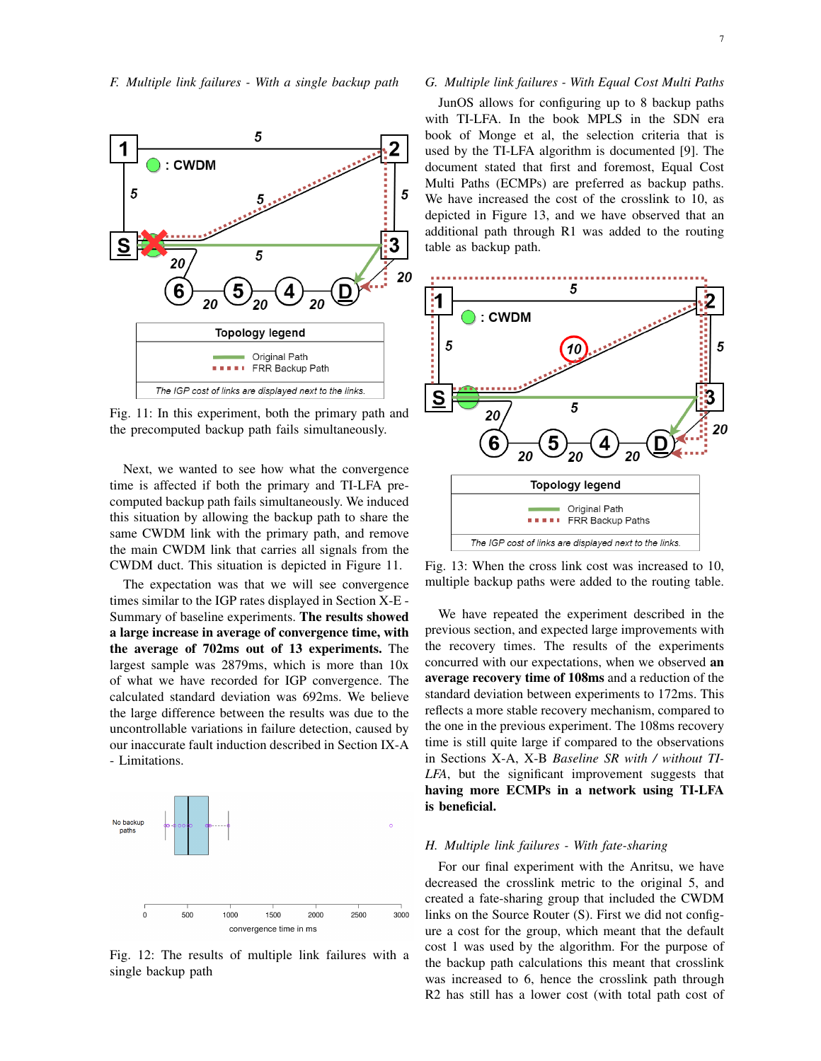### F. Multiple link failures - With a single backup path

Fig. 11: In this experiment, both the primary path and the precomputed backup path fails simultaneously.

Next, we wanted to see how what the convergence time is affected if both the primary and TI-LFA precomputed backup path fails simultaneously. We induced this situation by allowing the backup path to share the same CWDM link with the primary path, and remove the main CWDM link that carries all signals from the CWDM duct. This situation is depicted in Figure 11.

The expectation was that we will see convergence times similar to the IGP rates displayed in Section X-E - Summary of baseline experiments. **The results showed a large increase in average of convergence time, with the average of 702ms out of 13 experiments.** The largest sample was 2879ms, which is more than 10x of what we have recorded for IGP convergence. The calculated standard deviation was 692ms. We believe the large difference between the results was due to the uncontrollable variations in failure detection, caused by our inaccurate fault induction described in Section IX-A - Limitations.

Fig. 12: The results of multiple link failures with a single backup path

### G. Multiple link failures - With Equal Cost Multi Paths

JunOS allows for configuring up to 8 backup paths with TI-LFA. In the book MPLS in the SDN era book of Monge et al, the selection criteria that is used by the TI-LFA algorithm is documented [9]. The document stated that first and foremost, Equal Cost Multi Paths (ECMPs) are preferred as backup paths. We have increased the cost of the crosslink to 10, as depicted in Figure 13, and we have observed that an additional path through R1 was added to the routing table as backup path.

Fig. 13: When the cross link cost was increased to 10, multiple backup paths were added to the routing table.

We have repeated the experiment described in the previous section, and expected large improvements with the recovery times. The results of the experiments concurred with our expectations, when we observed **an average recovery time of 108ms** and a reduction of the standard deviation between experiments to 172ms. This reflects a more stable recovery mechanism, compared to the one in the previous experiment. The 108ms recovery time is still quite large if compared to the observations in Sections X-A, X-B *Baseline SR with / without TI-LFA*, but the significant improvement suggests that **having more ECMPs in a network using TI-LFA is beneficial.**

### H. Multiple link failures - With fate-sharing

For our final experiment with the Anritsu, we have decreased the crosslink metric to the original 5, and created a fate-sharing group that included the CWDM links on the Source Router (S). First we did not configure a cost for the group, which meant that the default cost 1 was used by the algorithm. For the purpose of the backup path calculations this meant that crosslink was increased to 6, hence the crosslink path through R2 has still has a lower cost (with total path cost of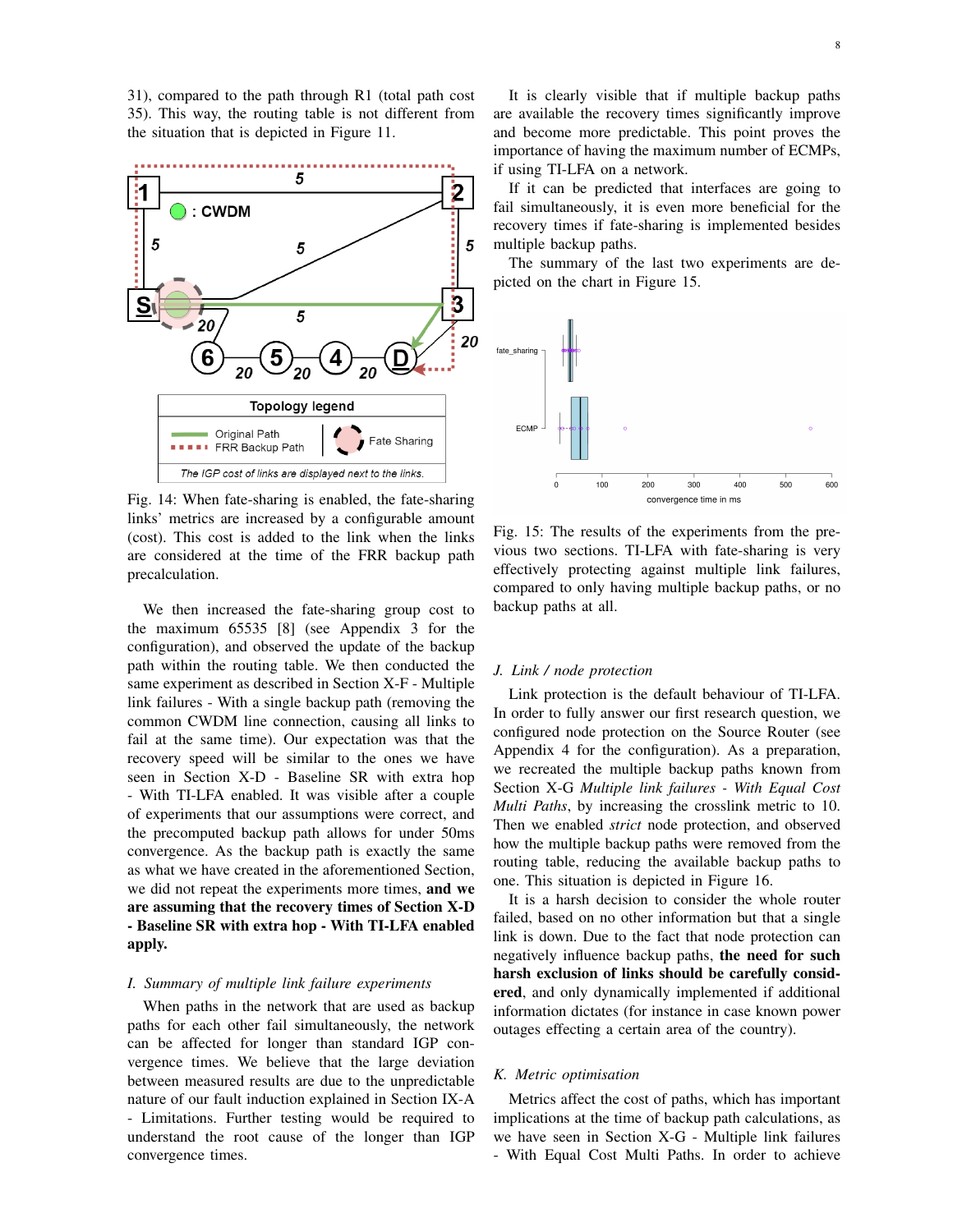31), compared to the path through R1 (total path cost 35). This way, the routing table is not different from the situation that is depicted in Figure 11.

Fig. 14: When fate-sharing is enabled, the fate-sharing links' metrics are increased by a configurable amount (cost). This cost is added to the link when the links are considered at the time of the FRR backup path precalculation.

We then increased the fate-sharing group cost to the maximum 65535 [8] (see Appendix 3 for the configuration), and observed the update of the backup path within the routing table. We then conducted the same experiment as described in Section X-F - Multiple link failures - With a single backup path (removing the common CWDM line connection, causing all links to fail at the same time). Our expectation was that the recovery speed will be similar to the ones we have seen in Section X-D - Baseline SR with extra hop - With TI-LFA enabled. It was visible after a couple of experiments that our assumptions were correct, and the precomputed backup path allows for under 50ms convergence. As the backup path is exactly the same as what we have created in the aforementioned Section, we did not repeat the experiments more times, **and we are assuming that the recovery times of Section X-D - Baseline SR with extra hop - With TI-LFA enabled apply.**

### *I. Summary of multiple link failure experiments*

When paths in the network that are used as backup paths for each other fail simultaneously, the network can be affected for longer than standard IGP convergence times. We believe that the large deviation between measured results are due to the unpredictable nature of our fault induction explained in Section IX-A - Limitations. Further testing would be required to understand the root cause of the longer than IGP convergence times.

It is clearly visible that if multiple backup paths are available the recovery times significantly improve and become more predictable. This point proves the importance of having the maximum number of ECMPs, if using TI-LFA on a network.

If it can be predicted that interfaces are going to fail simultaneously, it is even more beneficial for the recovery times if fate-sharing is implemented besides multiple backup paths.

The summary of the last two experiments are depicted on the chart in Figure 15.

Fig. 15: The results of the experiments from the previous two sections. TI-LFA with fate-sharing is very effectively protecting against multiple link failures, compared to only having multiple backup paths, or no backup paths at all.

### *J. Link / node protection*

Link protection is the default behaviour of TI-LFA. In order to fully answer our first research question, we configured node protection on the Source Router (see Appendix 4 for the configuration). As a preparation, we recreated the multiple backup paths known from Section X-G *Multiple link failures - With Equal Cost Multi Paths*, by increasing the crosslink metric to 10. Then we enabled *strict* node protection, and observed how the multiple backup paths were removed from the routing table, reducing the available backup paths to one. This situation is depicted in Figure 16.

It is a harsh decision to consider the whole router failed, based on no other information but that a single link is down. Due to the fact that node protection can negatively influence backup paths, **the need for such harsh exclusion of links should be carefully considered**, and only dynamically implemented if additional information dictates (for instance in case known power outages effecting a certain area of the country).

### *K. Metric optimisation*

Metrics affect the cost of paths, which has important implications at the time of backup path calculations, as we have seen in Section X-G - Multiple link failures - With Equal Cost Multi Paths. In order to achieve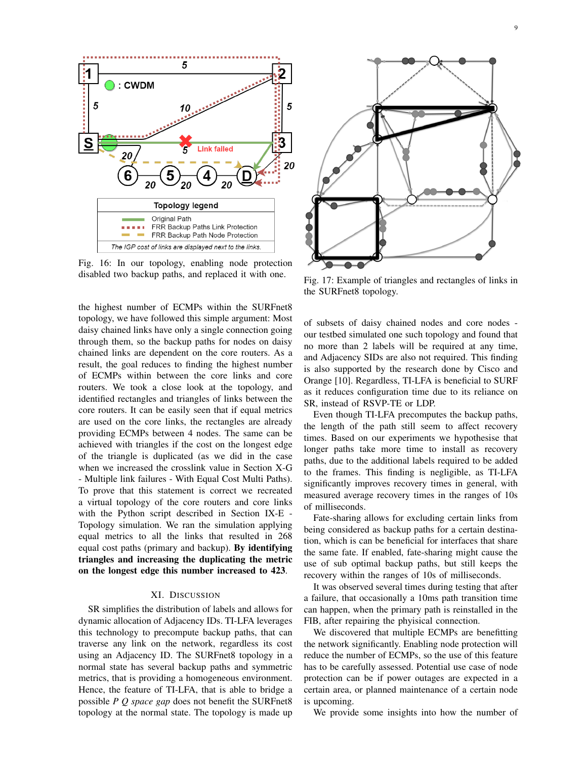Fig. 16: In our topology, enabling node protection disabled two backup paths, and replaced it with one.

Fig. 17: Example of triangles and rectangles of links in the SURFnet8 topology.

the highest number of ECMPs within the SURFnet8 topology, we have followed this simple argument: Most daisy chained links have only a single connection going through them, so the backup paths for nodes on daisy chained links are dependent on the core routers. As a result, the goal reduces to finding the highest number of ECMPs within between the core links and core routers. We took a close look at the topology, and identified rectangles and triangles of links between the core routers. It can be easily seen that if equal metrics are used on the core links, the rectangles are already providing ECMPs between 4 nodes. The same can be achieved with triangles if the cost on the longest edge of the triangle is duplicated (as we did in the case when we increased the crosslink value in Section X-G - Multiple link failures - With Equal Cost Multi Paths). To prove that this statement is correct we recreated a virtual topology of the core routers and core links with the Python script described in Section IX-E - Topology simulation. We ran the simulation applying equal metrics to all the links that resulted in 268 equal cost paths (primary and backup). **By identifying triangles and increasing the duplicating the metric on the longest edge this number increased to 423**.

## XI. Discussion

SR simplifies the distribution of labels and allows for dynamic allocation of Adjacency IDs. TI-LFA leverages this technology to precompute backup paths, that can traverse any link on the network, regardless its cost using an Adjacency ID. The SURFnet8 topology in a normal state has several backup paths and symmetric metrics, that is providing a homogeneous environment. Hence, the feature of TI-LFA, that is able to bridge a possible *P Q space gap* does not benefit the SURFnet8 topology at the normal state. The topology is made up of subsets of daisy chained nodes and core nodes - our testbed simulated one such topology and found that no more than 2 labels will be required at any time, and Adjacency SIDs are also not required. This finding is also supported by the research done by Cisco and Orange [10]. Regardless, TI-LFA is beneficial to SURF as it reduces configuration time due to its reliance on SR, instead of RSVP-TE or LDP.

Even though TI-LFA precomputes the backup paths, the length of the path still seem to affect recovery times. Based on our experiments we hypothesise that longer paths take more time to install as recovery paths, due to the additional labels required to be added to the frames. This finding is negligible, as TI-LFA significantly improves recovery times in general, with measured average recovery times in the ranges of 10s of milliseconds.

Fate-sharing allows for excluding certain links from being considered as backup paths for a certain destination, which is can be beneficial for interfaces that share the same fate. If enabled, fate-sharing might cause the use of sub optimal backup paths, but still keeps the recovery within the ranges of 10s of milliseconds.

It was observed several times during testing that after a failure, that occasionally a 10ms path transition time can happen, when the primary path is reinstalled in the FIB, after repairing the phyisical connection.

We discovered that multiple ECMPs are benefitting the network significantly. Enabling node protection will reduce the number of ECMPs, so the use of this feature has to be carefully assessed. Potential use case of node protection can be if power outages are expected in a certain area, or planned maintenance of a certain node is upcoming.

We provide some insights into how the number of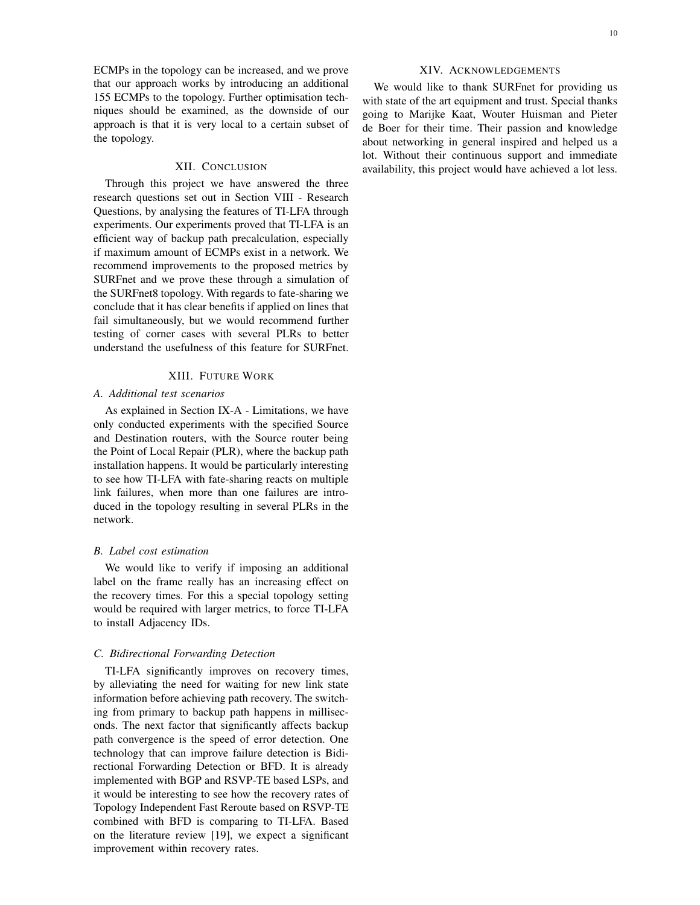ECMPs in the topology can be increased, and we prove that our approach works by introducing an additional 155 ECMPs to the topology. Further optimisation techniques should be examined, as the downside of our approach is that it is very local to a certain subset of the topology.

## XII. Conclusion

Through this project we have answered the three research questions set out in Section VIII - Research Questions, by analysing the features of TI-LFA through experiments. Our experiments proved that TI-LFA is an efficient way of backup path precalculation, especially if maximum amount of ECMPs exist in a network. We recommend improvements to the proposed metrics by SURFnet and we prove these through a simulation of the SURFnet8 topology. With regards to fate-sharing we conclude that it has clear benefits if applied on lines that fail simultaneously, but we would recommend further testing of corner cases with several PLRs to better understand the usefulness of this feature for SURFnet.

## XIII. Future Work

### *A. Additional test scenarios*

As explained in Section IX-A - Limitations, we have only conducted experiments with the specified Source and Destination routers, with the Source router being the Point of Local Repair (PLR), where the backup path installation happens. It would be particularly interesting to see how TI-LFA with fate-sharing reacts on multiple link failures, when more than one failures are introduced in the topology resulting in several PLRs in the network.

### *B. Label cost estimation*

We would like to verify if imposing an additional label on the frame really has an increasing effect on the recovery times. For this a special topology setting would be required with larger metrics, to force TI-LFA to install Adjacency IDs.

### *C. Bidirectional Forwarding Detection*

TI-LFA significantly improves on recovery times, by alleviating the need for waiting for new link state information before achieving path recovery. The switching from primary to backup path happens in milliseconds. The next factor that significantly affects backup path convergence is the speed of error detection. One technology that can improve failure detection is Bidirectional Forwarding Detection or BFD. It is already implemented with BGP and RSVP-TE based LSPs, and it would be interesting to see how the recovery rates of Topology Independent Fast Reroute based on RSVP-TE combined with BFD is comparing to TI-LFA. Based on the literature review [19], we expect a significant improvement within recovery rates.

## XIV. Acknowledgements

We would like to thank SURFnet for providing us with state of the art equipment and trust. Special thanks going to Marijke Kaat, Wouter Huisman and Pieter de Boer for their time. Their passion and knowledge about networking in general inspired and helped us a lot. Without their continuous support and immediate availability, this project would have achieved a lot less.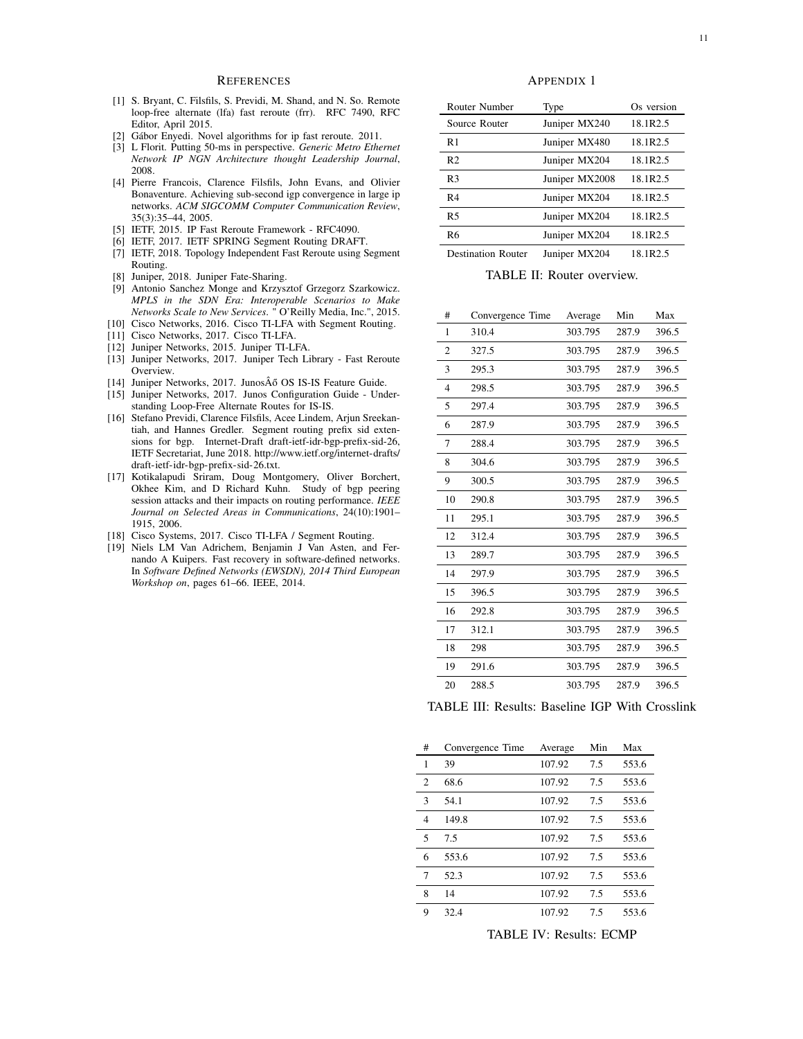## References

[1] S. Bryant, C. Filsfils, S. Previdi, M. Shand, and N. So. Remote loop-free alternate (lfa) fast reroute (frr). RFC 7490, RFC Editor, April 2015.

[2] Gábor Enyedi. Novel algorithms for ip fast reroute. 2011.

[3] L Florit. Putting 50-ms in perspective. *Generic Metro Ethernet Network IP NGN Architecture thought Leadership Journal*, 2008.

[4] Pierre Francois, Clarence Filsfils, John Evans, and Olivier Bonaventure. Achieving sub-second igp convergence in large ip networks. *ACM SIGCOMM Computer Communication Review*, 35(3):35–44, 2005.

[5] IETF, 2015. IP Fast Reroute Framework - RFC4090.

[6] IETF, 2017. IETF SPRING Segment Routing DRAFT.

[7] IETF, 2018. Topology Independent Fast Reroute using Segment Routing.

[8] Juniper, 2018. Juniper Fate-Sharing.

[9] Antonio Sanchez Monge and Krzysztof Grzegorz Szarkowicz. *MPLS in the SDN Era: Interoperable Scenarios to Make Networks Scale to New Services.* " O'Reilly Media, Inc.", 2015.

[10] Cisco Networks, 2016. Cisco TI-LFA with Segment Routing.

[11] Cisco Networks, 2017. Cisco TI-LFA.

[12] Juniper Networks, 2015. Juniper TI-LFA.

[13] Juniper Networks, 2017. Juniper Tech Library - Fast Reroute Overview.

[14] Juniper Networks, 2017. JunosÂő OS IS-IS Feature Guide.

[15] Juniper Networks, 2017. Junos Configuration Guide - Understanding Loop-Free Alternate Routes for IS-IS.

[16] Stefano Previdi, Clarence Filsfils, Acee Lindem, Arjun Sreekantiah, and Hannes Gredler. Segment routing prefix sid extensions for bgp. Internet-Draft draft-ietf-idr-bgp-prefix-sid-26, IETF Secretariat, June 2018. http://www.ietf.org/internet-drafts/draft-ietf-idr-bgp-prefix-sid-26.txt.

[17] Kotikalapudi Sriram, Doug Montgomery, Oliver Borchert, Okhee Kim, and D Richard Kuhn. Study of bgp peering session attacks and their impacts on routing performance. *IEEE Journal on Selected Areas in Communications*, 24(10):1901–1915, 2006.

[18] Cisco Systems, 2017. Cisco TI-LFA / Segment Routing.

[19] Niels LM Van Adrichem, Benjamin J Van Asten, and Fernando A Kuipers. Fast recovery in software-defined networks. In *Software Defined Networks (EWSDN), 2014 Third European Workshop on*, pages 61–66. IEEE, 2014.

## Appendix 1

| Router Number | Type | Os version |
|---|---|---|
| Source Router | Juniper MX240 | 18.1R2.5 |
| R1 | Juniper MX480 | 18.1R2.5 |
| R2 | Juniper MX204 | 18.1R2.5 |
| R3 | Juniper MX2008 | 18.1R2.5 |
| R4 | Juniper MX204 | 18.1R2.5 |
| R5 | Juniper MX204 | 18.1R2.5 |
| R6 | Juniper MX204 | 18.1R2.5 |
| Destination Router | Juniper MX204 | 18.1R2.5 |

TABLE II: Router overview.

| # | Convergence Time | Average | Min | Max |
|---|---|---|---|---|
| 1 | 310.4 | 303.795 | 287.9 | 396.5 |
| 2 | 327.5 | 303.795 | 287.9 | 396.5 |
| 3 | 295.3 | 303.795 | 287.9 | 396.5 |
| 4 | 298.5 | 303.795 | 287.9 | 396.5 |
| 5 | 297.4 | 303.795 | 287.9 | 396.5 |
| 6 | 287.9 | 303.795 | 287.9 | 396.5 |
| 7 | 288.4 | 303.795 | 287.9 | 396.5 |
| 8 | 304.6 | 303.795 | 287.9 | 396.5 |
| 9 | 300.5 | 303.795 | 287.9 | 396.5 |
| 10 | 290.8 | 303.795 | 287.9 | 396.5 |
| 11 | 295.1 | 303.795 | 287.9 | 396.5 |
| 12 | 312.4 | 303.795 | 287.9 | 396.5 |
| 13 | 289.7 | 303.795 | 287.9 | 396.5 |
| 14 | 297.9 | 303.795 | 287.9 | 396.5 |
| 15 | 396.5 | 303.795 | 287.9 | 396.5 |
| 16 | 292.8 | 303.795 | 287.9 | 396.5 |
| 17 | 312.1 | 303.795 | 287.9 | 396.5 |
| 18 | 298 | 303.795 | 287.9 | 396.5 |
| 19 | 291.6 | 303.795 | 287.9 | 396.5 |
| 20 | 288.5 | 303.795 | 287.9 | 396.5 |

TABLE III: Results: Baseline IGP With Crosslink

| # | Convergence Time | Average | Min | Max |
|---|---|---|---|---|
| 1 | 39 | 107.92 | 7.5 | 553.6 |
| 2 | 68.6 | 107.92 | 7.5 | 553.6 |
| 3 | 54.1 | 107.92 | 7.5 | 553.6 |
| 4 | 149.8 | 107.92 | 7.5 | 553.6 |
| 5 | 7.5 | 107.92 | 7.5 | 553.6 |
| 6 | 553.6 | 107.92 | 7.5 | 553.6 |
| 7 | 52.3 | 107.92 | 7.5 | 553.6 |
| 8 | 14 | 107.92 | 7.5 | 553.6 |
| 9 | 32.4 | 107.92 | 7.5 | 553.6 |

TABLE IV: Results: ECMP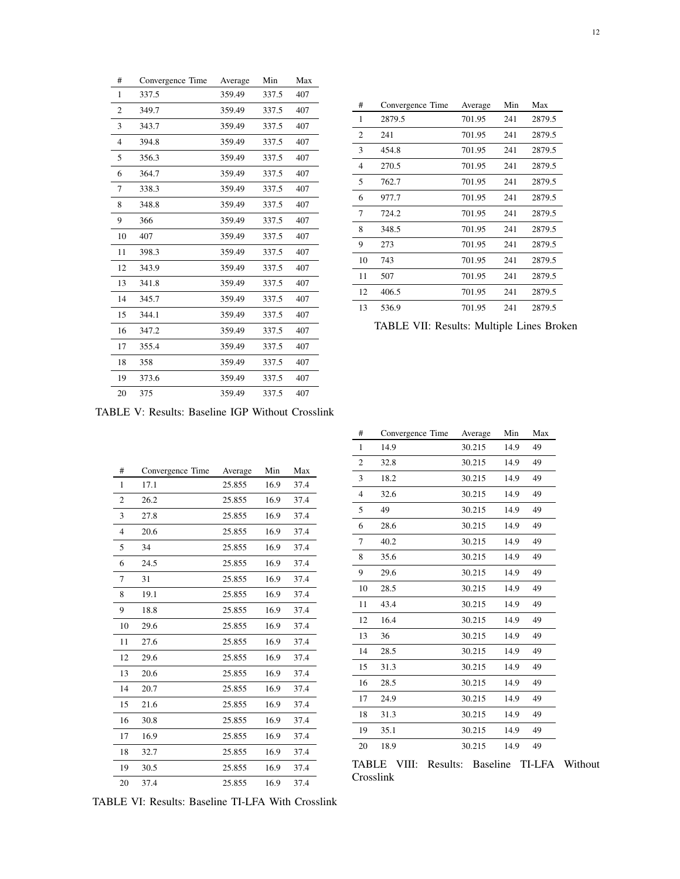| # | Convergence Time | Average | Min | Max |
| --- | --- | --- | --- | --- |
| 1 | 337.5 | 359.49 | 337.5 | 407 |
| 2 | 349.7 | 359.49 | 337.5 | 407 |
| 3 | 343.7 | 359.49 | 337.5 | 407 |
| 4 | 394.8 | 359.49 | 337.5 | 407 |
| 5 | 356.3 | 359.49 | 337.5 | 407 |
| 6 | 364.7 | 359.49 | 337.5 | 407 |
| 7 | 338.3 | 359.49 | 337.5 | 407 |
| 8 | 348.8 | 359.49 | 337.5 | 407 |
| 9 | 366 | 359.49 | 337.5 | 407 |
| 10 | 407 | 359.49 | 337.5 | 407 |
| 11 | 398.3 | 359.49 | 337.5 | 407 |
| 12 | 343.9 | 359.49 | 337.5 | 407 |
| 13 | 341.8 | 359.49 | 337.5 | 407 |
| 14 | 345.7 | 359.49 | 337.5 | 407 |
| 15 | 344.1 | 359.49 | 337.5 | 407 |
| 16 | 347.2 | 359.49 | 337.5 | 407 |
| 17 | 355.4 | 359.49 | 337.5 | 407 |
| 18 | 358 | 359.49 | 337.5 | 407 |
| 19 | 373.6 | 359.49 | 337.5 | 407 |
| 20 | 375 | 359.49 | 337.5 | 407 |

TABLE V: Results: Baseline IGP Without Crosslink

| # | Convergence Time | Average | Min | Max |
| --- | --- | --- | --- | --- |
| 1 | 2879.5 | 701.95 | 241 | 2879.5 |
| 2 | 241 | 701.95 | 241 | 2879.5 |
| 3 | 454.8 | 701.95 | 241 | 2879.5 |
| 4 | 270.5 | 701.95 | 241 | 2879.5 |
| 5 | 762.7 | 701.95 | 241 | 2879.5 |
| 6 | 977.7 | 701.95 | 241 | 2879.5 |
| 7 | 724.2 | 701.95 | 241 | 2879.5 |
| 8 | 348.5 | 701.95 | 241 | 2879.5 |
| 9 | 273 | 701.95 | 241 | 2879.5 |
| 10 | 743 | 701.95 | 241 | 2879.5 |
| 11 | 507 | 701.95 | 241 | 2879.5 |
| 12 | 406.5 | 701.95 | 241 | 2879.5 |
| 13 | 536.9 | 701.95 | 241 | 2879.5 |

TABLE VII: Results: Multiple Lines Broken

| # | Convergence Time | Average | Min | Max |
| --- | --- | --- | --- | --- |
| 1 | 17.1 | 25.855 | 16.9 | 37.4 |
| 2 | 26.2 | 25.855 | 16.9 | 37.4 |
| 3 | 27.8 | 25.855 | 16.9 | 37.4 |
| 4 | 20.6 | 25.855 | 16.9 | 37.4 |
| 5 | 34 | 25.855 | 16.9 | 37.4 |
| 6 | 24.5 | 25.855 | 16.9 | 37.4 |
| 7 | 31 | 25.855 | 16.9 | 37.4 |
| 8 | 19.1 | 25.855 | 16.9 | 37.4 |
| 9 | 18.8 | 25.855 | 16.9 | 37.4 |
| 10 | 29.6 | 25.855 | 16.9 | 37.4 |
| 11 | 27.6 | 25.855 | 16.9 | 37.4 |
| 12 | 29.6 | 25.855 | 16.9 | 37.4 |
| 13 | 20.6 | 25.855 | 16.9 | 37.4 |
| 14 | 20.7 | 25.855 | 16.9 | 37.4 |
| 15 | 21.6 | 25.855 | 16.9 | 37.4 |
| 16 | 30.8 | 25.855 | 16.9 | 37.4 |
| 17 | 16.9 | 25.855 | 16.9 | 37.4 |
| 18 | 32.7 | 25.855 | 16.9 | 37.4 |
| 19 | 30.5 | 25.855 | 16.9 | 37.4 |
| 20 | 37.4 | 25.855 | 16.9 | 37.4 |

TABLE VI: Results: Baseline TI-LFA With Crosslink

| # | Convergence Time | Average | Min | Max |
| --- | --- | --- | --- | --- |
| 1 | 14.9 | 30.215 | 14.9 | 49 |
| 2 | 32.8 | 30.215 | 14.9 | 49 |
| 3 | 18.2 | 30.215 | 14.9 | 49 |
| 4 | 32.6 | 30.215 | 14.9 | 49 |
| 5 | 49 | 30.215 | 14.9 | 49 |
| 6 | 28.6 | 30.215 | 14.9 | 49 |
| 7 | 40.2 | 30.215 | 14.9 | 49 |
| 8 | 35.6 | 30.215 | 14.9 | 49 |
| 9 | 29.6 | 30.215 | 14.9 | 49 |
| 10 | 28.5 | 30.215 | 14.9 | 49 |
| 11 | 43.4 | 30.215 | 14.9 | 49 |
| 12 | 16.4 | 30.215 | 14.9 | 49 |
| 13 | 36 | 30.215 | 14.9 | 49 |
| 14 | 28.5 | 30.215 | 14.9 | 49 |
| 15 | 31.3 | 30.215 | 14.9 | 49 |
| 16 | 28.5 | 30.215 | 14.9 | 49 |
| 17 | 24.9 | 30.215 | 14.9 | 49 |
| 18 | 31.3 | 30.215 | 14.9 | 49 |
| 19 | 35.1 | 30.215 | 14.9 | 49 |
| 20 | 18.9 | 30.215 | 14.9 | 49 |

TABLE VIII: Results: Baseline TI-LFA Without Crosslink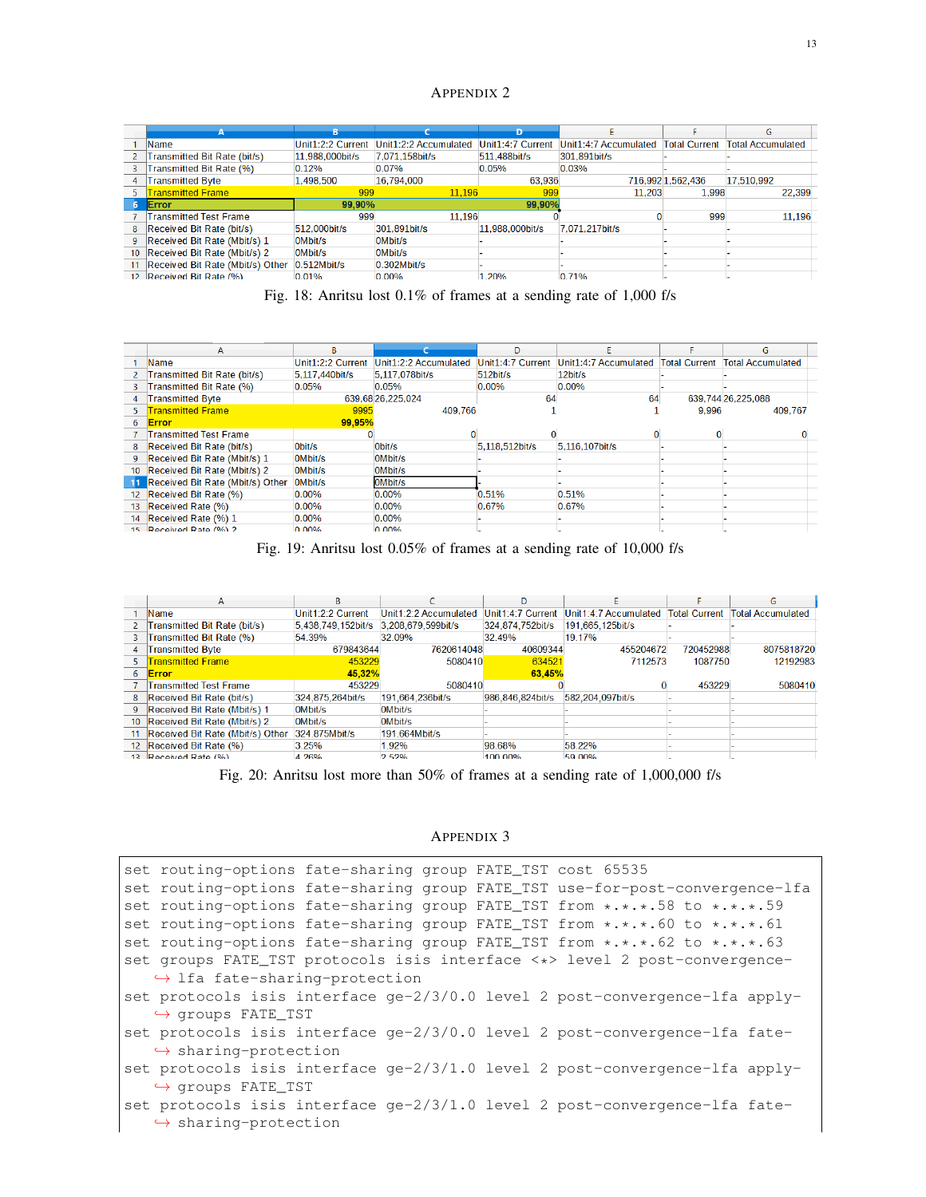# Appendix 2

| | A | B | C | D | E | F | G |
|---|---|---|---|---|---|---|---|
| 1 | Name | Unit1:2:2 Current | Unit1:2:2 Accumulated | Unit1:4:7 Current | Unit1:4:7 Accumulated | Total Current | Total Accumulated |
| 2 | Transmitted Bit Rate (bit/s) | 11,988,000bit/s | 7,071,158bit/s | 511,488bit/s | 301,891bit/s | - | - |
| 3 | Transmitted Bit Rate (%) | 0.12% | 0.07% | 0.05% | 0.03% | - | - |
| 4 | Transmitted Byte | 1,498,500 | 16,794,000 | 63,936 | 716,992 | 1,562,436 | 17,510,992 |
| 5 | Transmitted Frame | 999 | 11,196 | 999 | 11,203 | 1,998 | 22,399 |
| 6 | Error | 99,90% | | 99,90% | | | |
| 7 | Transmitted Test Frame | 999 | 11,196 | 0 | 0 | 999 | 11,196 |
| 8 | Received Bit Rate (bit/s) | 512,000bit/s | 301,891bit/s | 11,988,000bit/s | 7,071,217bit/s | - | - |
| 9 | Received Bit Rate (Mbit/s) 1 | 0Mbit/s | 0Mbit/s | - | - | - | - |
| 10 | Received Bit Rate (Mbit/s) 2 | 0Mbit/s | 0Mbit/s | - | - | - | - |
| 11 | Received Bit Rate (Mbit/s) Other | 0.512Mbit/s | 0.302Mbit/s | - | - | - | - |
| 12 | Received Bit Rate (%) | 0.01% | 0.00% | 1.20% | 0.71% | - | - |

Fig. 18: Anritsu lost 0.1% of frames at a sending rate of 1,000 f/s

| | A | B | C | D | E | F | G |
|---|---|---|---|---|---|---|---|
| 1 | Name | Unit1:2:2 Current | Unit1:2:2 Accumulated | Unit1:4:7 Current | Unit1:4:7 Accumulated | Total Current | Total Accumulated |
| 2 | Transmitted Bit Rate (bit/s) | 5,117,440bit/s | 5,117,078bit/s | 512bit/s | 12bit/s | - | - |
| 3 | Transmitted Bit Rate (%) | 0.05% | 0.05% | 0.00% | 0.00% | - | - |
| 4 | Transmitted Byte | 639,68 | 26,225,024 | 64 | 64 | 639,744 | 26,225,088 |
| 5 | Transmitted Frame | 9995 | 409,766 | 1 | 1 | 9,996 | 409,767 |
| 6 | Error | 99,95% | | | | | |
| 7 | Transmitted Test Frame | 0 | 0 | 0 | 0 | 0 | 0 |
| 8 | Received Bit Rate (bit/s) | 0bit/s | 0bit/s | 5,118,512bit/s | 5,116,107bit/s | - | - |
| 9 | Received Bit Rate (Mbit/s) 1 | 0Mbit/s | 0Mbit/s | - | - | - | - |
| 10 | Received Bit Rate (Mbit/s) 2 | 0Mbit/s | 0Mbit/s | - | - | - | - |
| 11 | Received Bit Rate (Mbit/s) Other | 0Mbit/s | 0Mbit/s | - | - | - | - |
| 12 | Received Bit Rate (%) | 0.00% | 0.00% | 0.51% | 0.51% | - | - |
| 13 | Received Rate (%) | 0.00% | 0.00% | 0.67% | 0.67% | - | - |
| 14 | Received Rate (%) 1 | 0.00% | 0.00% | - | - | - | - |
| 15 | Received Rate (%) 2 | 0.00% | 0.00% | | | | |

Fig. 19: Anritsu lost 0.05% of frames at a sending rate of 10,000 f/s

| | A | B | C | D | E | F | G |
|---|---|---|---|---|---|---|---|
| 1 | Name | Unit1:2:2 Current | Unit1:2:2 Accumulated | Unit1:4:7 Current | Unit1:4:7 Accumulated | Total Current | Total Accumulated |
| 2 | Transmitted Bit Rate (bit/s) | 5,438,749,152bit/s | 3,208,679,599bit/s | 324,874,752bit/s | 191,665,125bit/s | - | - |
| 3 | Transmitted Bit Rate (%) | 54.39% | 32.09% | 32.49% | 19.17% | - | - |
| 4 | Transmitted Byte | 679843644 | 7620614048 | 40609344 | 455204672 | 720452988 | 8075818720 |
| 5 | Transmitted Frame | 453229 | 5080410 | 634521 | 7112573 | 1087750 | 12192983 |
| 6 | Error | 45,32% | | 63,45% | | | |
| 7 | Transmitted Test Frame | 453229 | 5080410 | 0 | 0 | 453229 | 5080410 |
| 8 | Received Bit Rate (bit/s) | 324,875,264bit/s | 191,664,236bit/s | 986,846,824bit/s | 582,204,097bit/s | - | - |
| 9 | Received Bit Rate (Mbit/s) 1 | 0Mbit/s | 0Mbit/s | - | - | - | - |
| 10 | Received Bit Rate (Mbit/s) 2 | 0Mbit/s | 0Mbit/s | - | - | - | - |
| 11 | Received Bit Rate (Mbit/s) Other | 324.875Mbit/s | 191.664Mbit/s | - | - | - | - |
| 12 | Received Bit Rate (%) | 3.25% | 1.92% | 98.68% | 58.22% | - | - |
| 13 | Received Rate (%) | 4.26% | 2.52% | 100.00% | 59.00% | - | - |

Fig. 20: Anritsu lost more than 50% of frames at a sending rate of 1,000,000 f/s

# Appendix 3

```
set routing-options fate-sharing group FATE_TST cost 65535
set routing-options fate-sharing group FATE_TST use-for-post-convergence-lfa
set routing-options fate-sharing group FATE_TST from *.*.*.58 to *.*.*.59
set routing-options fate-sharing group FATE_TST from *.*.*.60 to *.*.*.61
set routing-options fate-sharing group FATE_TST from *.*.*.62 to *.*.*.63
set groups FATE_TST protocols isis interface <*> level 2 post-convergence-
    ↪ lfa fate-sharing-protection
set protocols isis interface ge-2/3/0.0 level 2 post-convergence-lfa apply-
    ↪ groups FATE_TST
set protocols isis interface ge-2/3/0.0 level 2 post-convergence-lfa fate-
    ↪ sharing-protection
set protocols isis interface ge-2/3/1.0 level 2 post-convergence-lfa apply-
    ↪ groups FATE_TST
set protocols isis interface ge-2/3/1.0 level 2 post-convergence-lfa fate-
    ↪ sharing-protection
```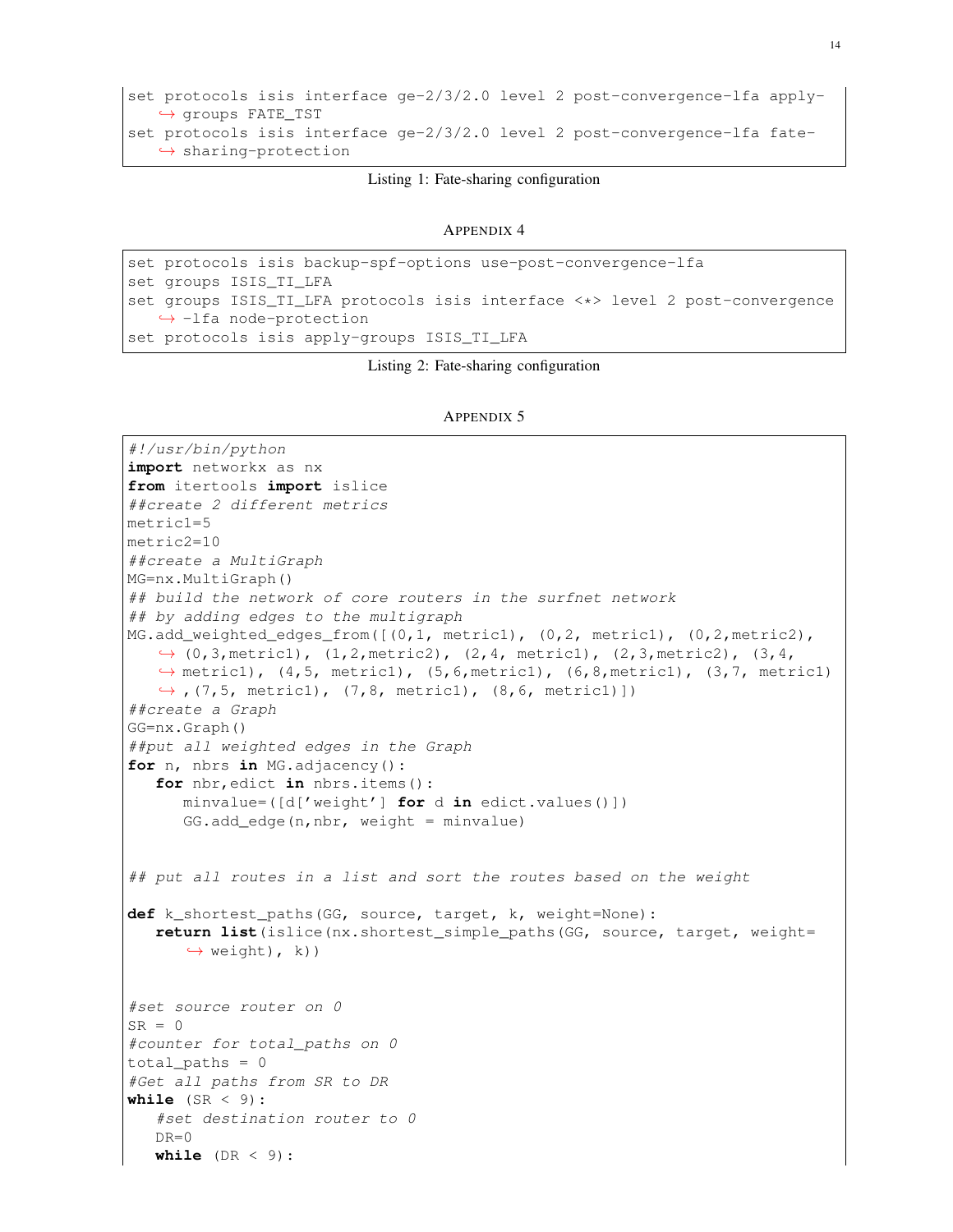```
set protocols isis interface ge-2/3/2.0 level 2 post-convergence-lfa apply-
    groups FATE_TST
set protocols isis interface ge-2/3/2.0 level 2 post-convergence-lfa fate-
    sharing-protection
```

Listing 1: Fate-sharing configuration

## Appendix 4

```
set protocols isis backup-spf-options use-post-convergence-lfa
set groups ISIS_TI_LFA
set groups ISIS_TI_LFA protocols isis interface <*> level 2 post-convergence
    -lfa node-protection
set protocols isis apply-groups ISIS_TI_LFA
```

Listing 2: Fate-sharing configuration

## Appendix 5

```python
#!/usr/bin/python
import networkx as nx
from itertools import islice
##create 2 different metrics
metric1=5
metric2=10
##create a MultiGraph
MG=nx.MultiGraph()
## build the network of core routers in the surfnet network
## by adding edges to the multigraph
MG.add_weighted_edges_from([(0,1, metric1), (0,2, metric1), (0,2,metric2),
    (0,3,metric1), (1,2,metric2), (2,4, metric1), (2,3,metric2), (3,4,
    metric1), (4,5, metric1), (5,6,metric1), (6,8,metric1), (3,7, metric1)
    ,(7,5, metric1), (7,8, metric1), (8,6, metric1)])
##create a Graph
GG=nx.Graph()
##put all weighted edges in the Graph
for n, nbrs in MG.adjacency():
    for nbr,edict in nbrs.items():
        minvalue=([d['weight'] for d in edict.values()])
        GG.add_edge(n,nbr, weight = minvalue)


## put all routes in a list and sort the routes based on the weight

def k_shortest_paths(GG, source, target, k, weight=None):
    return list(islice(nx.shortest_simple_paths(GG, source, target, weight=
        weight), k))


#set source router on 0
SR = 0
#counter for total_paths on 0
total_paths = 0
#Get all paths from SR to DR
while (SR < 9):
    #set destination router to 0
    DR=0
    while (DR < 9):
```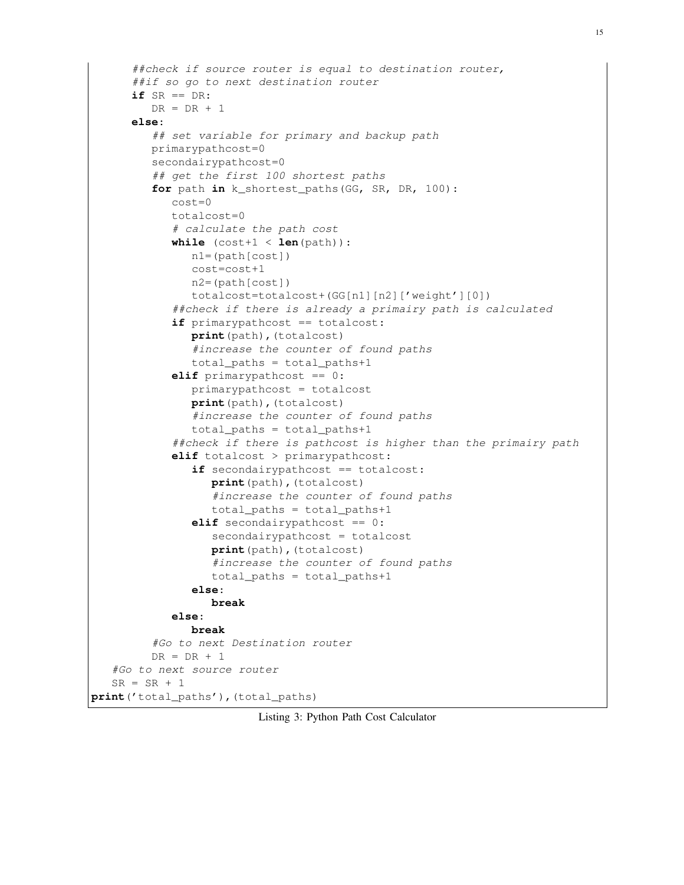```
        ##check if source router is equal to destination router,
        ##if so go to next destination router
        if SR == DR:
            DR = DR + 1
        else:
            ## set variable for primary and backup path
            primarypathcost=0
            secondairypathcost=0
            ## get the first 100 shortest paths
            for path in k_shortest_paths(GG, SR, DR, 100):
                cost=0
                totalcost=0
                # calculate the path cost
                while (cost+1 < len(path)):
                    n1=(path[cost])
                    cost=cost+1
                    n2=(path[cost])
                    totalcost=totalcost+(GG[n1][n2]['weight'][0])
                ##check if there is already a primairy path is calculated
                if primarypathcost == totalcost:
                    print(path),(totalcost)
                    #increase the counter of found paths
                    total_paths = total_paths+1
                elif primarypathcost == 0:
                    primarypathcost = totalcost
                    print(path),(totalcost)
                    #increase the counter of found paths
                    total_paths = total_paths+1
                ##check if there is pathcost is higher than the primairy path
                elif totalcost > primarypathcost:
                    if secondairypathcost == totalcost:
                        print(path),(totalcost)
                        #increase the counter of found paths
                        total_paths = total_paths+1
                    elif secondairypathcost == 0:
                        secondairypathcost = totalcost
                        print(path),(totalcost)
                        #increase the counter of found paths
                        total_paths = total_paths+1
                    else:
                        break
                else:
                    break
            #Go to next Destination router
            DR = DR + 1
    #Go to next source router
    SR = SR + 1
print('total_paths'),(total_paths)
```

Listing 3: Python Path Cost Calculator